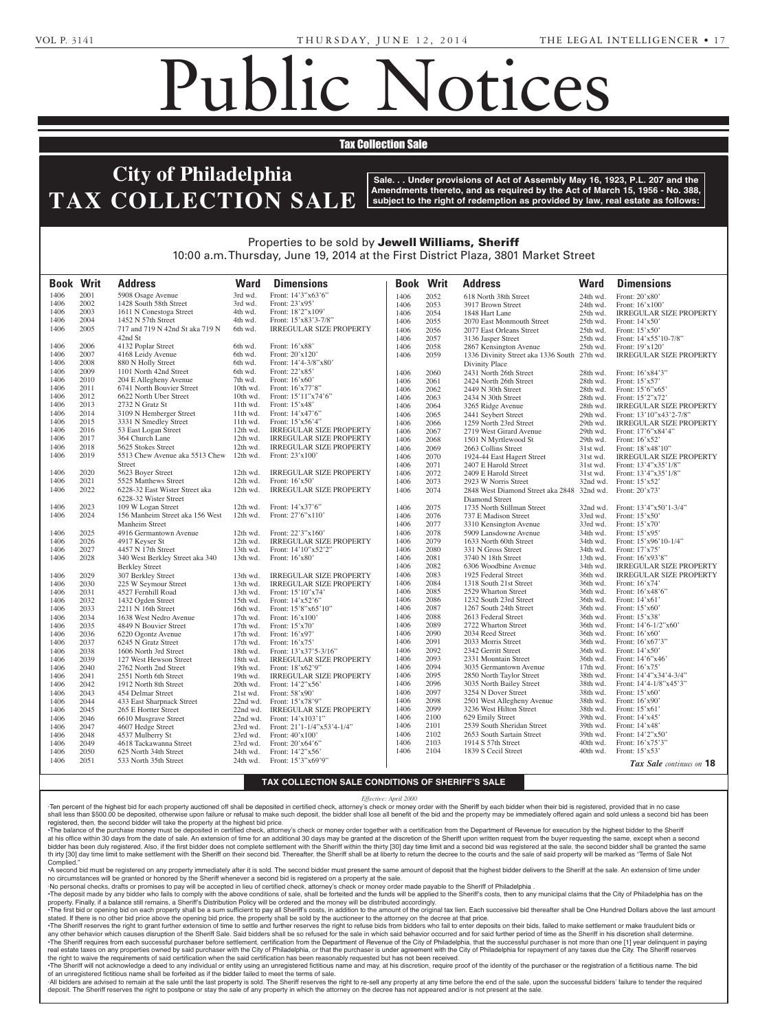# Public Notices

## Tax Collection Sale

## City of Philadelphia TAX COLLECTION SALE

**Sale. . . Under provisions of Act of Assembly May 16, 1923, P.L. 207 and the Amendments thereto, and as required by the Act of March 15, 1956 - No. 388, subject to the right of redemption as provided by law, real estate as follows:**

Properties to be sold by **Jewell Williams, Sheriff**
10:00 a.m. Thursday, June 19, 2014 at the First District Plaza, 3801 Market Street

| Book | Writ | Address | Ward | Dimensions |
|---|---|---|---|---|
| 1406 | 2001 | 5908 Osage Avenue | 3rd wd. | Front: 14'3"x63'6" |
| 1406 | 2002 | 1428 South 58th Street | 3rd wd. | Front: 23'x95' |
| 1406 | 2003 | 1611 N Conestoga Street | 4th wd. | Front: 18'2"x109' |
| 1406 | 2004 | 1452 N 57th Street | 4th wd. | Front: 15'x83'3-7/8" |
| 1406 | 2005 | 717 and 719 N 42nd St aka 719 N 42nd St | 6th wd. | IRREGULAR SIZE PROPERTY |
| 1406 | 2006 | 4132 Poplar Street | 6th wd. | Front: 16'x88' |
| 1406 | 2007 | 4168 Leidy Avenue | 6th wd. | Front: 20'x120' |
| 1406 | 2008 | 880 N Holly Street | 6th wd. | Front: 14'4-3/8"x80' |
| 1406 | 2009 | 1101 North 42nd Street | 6th wd. | Front: 22'x85' |
| 1406 | 2010 | 204 E Allegheny Avenue | 7th wd. | Front: 16'x60' |
| 1406 | 2011 | 6741 North Bouvier Street | 10th wd. | Front: 16'x77'8" |
| 1406 | 2012 | 6622 North Uber Street | 10th wd. | Front: 15'11"x74'6" |
| 1406 | 2013 | 2732 N Gratz St | 11th wd. | Front: 15'x48' |
| 1406 | 2014 | 3109 N Hemberger Street | 11th wd. | Front: 14'x47'6" |
| 1406 | 2015 | 3331 N Smedley Street | 11th wd. | Front: 15'x56'4" |
| 1406 | 2016 | 53 East Logan Street | 12th wd. | IRREGULAR SIZE PROPERTY |
| 1406 | 2017 | 364 Church Lane | 12th wd. | IRREGULAR SIZE PROPERTY |
| 1406 | 2018 | 5625 Stokes Street | 12th wd. | IRREGULAR SIZE PROPERTY |
| 1406 | 2019 | 5513 Chew Avenue aka 5513 Chew Street | 12th wd. | Front: 23'x100' |
| 1406 | 2020 | 5623 Boyer Street | 12th wd. | IRREGULAR SIZE PROPERTY |
| 1406 | 2021 | 5525 Matthews Street | 12th wd. | Front: 16'x50' |
| 1406 | 2022 | 6228-32 East Wister Street aka 6228-32 Wister Street | 12th wd. | IRREGULAR SIZE PROPERTY |
| 1406 | 2023 | 109 W Logan Street | 12th wd. | Front: 14'x37'6" |
| 1406 | 2024 | 156 Manheim Street aka 156 West Manheim Street | 12th wd. | Front: 27'6"x110' |
| 1406 | 2025 | 4916 Germantown Avenue | 12th wd. | Front: 22'3"x160' |
| 1406 | 2026 | 4917 Keyser St | 12th wd. | IRREGULAR SIZE PROPERTY |
| 1406 | 2027 | 4457 N 17th Street | 13th wd. | Front: 14'10"x52'2" |
| 1406 | 2028 | 340 West Berkley Street aka 340 Berkley Street | 13th wd. | Front: 16'x80' |
| 1406 | 2029 | 307 Berkley Street | 13th wd. | IRREGULAR SIZE PROPERTY |
| 1406 | 2030 | 225 W Seymour Street | 13th wd. | IRREGULAR SIZE PROPERTY |
| 1406 | 2031 | 4527 Fernhill Road | 13th wd. | Front: 15'10"x74' |
| 1406 | 2032 | 1432 Ogden Street | 15th wd. | Front: 14'x52'6" |
| 1406 | 2033 | 2211 N 16th Street | 16th wd. | Front: 15'8"x65'10" |
| 1406 | 2034 | 1638 West Nedro Avenue | 17th wd. | Front: 16'x100' |
| 1406 | 2035 | 4849 N Bouvier Street | 17th wd. | Front: 15'x70' |
| 1406 | 2036 | 6220 Ogontz Avenue | 17th wd. | Front: 16'x97' |
| 1406 | 2037 | 6245 N Gratz Street | 17th wd. | Front: 16'x75' |
| 1406 | 2038 | 1606 North 3rd Street | 18th wd. | Front: 13'x37'5-3/16" |
| 1406 | 2039 | 127 West Hewson Street | 18th wd. | IRREGULAR SIZE PROPERTY |
| 1406 | 2040 | 2762 North 2nd Street | 19th wd. | Front: 18'x62'9" |
| 1406 | 2041 | 2551 North 6th Street | 19th wd. | IRREGULAR SIZE PROPERTY |
| 1406 | 2042 | 1912 North 8th Street | 20th wd. | Front: 14'2"x56' |
| 1406 | 2043 | 454 Delmar Street | 21st wd. | Front: 58'x90' |
| 1406 | 2044 | 433 East Sharpnack Street | 22nd wd. | Front: 15'x78'9" |
| 1406 | 2045 | 265 E Hortter Street | 22nd wd. | IRREGULAR SIZE PROPERTY |
| 1406 | 2046 | 6610 Musgrave Street | 22nd wd. | Front: 14'x103'1" |
| 1406 | 2047 | 4607 Hedge Street | 23rd wd. | Front: 21'1-1/4"x53'4-1/4" |
| 1406 | 2048 | 4537 Mulberry St | 23rd wd. | Front: 40'x100' |
| 1406 | 2049 | 4618 Tackawanna Street | 23rd wd. | Front: 20'x64'6" |
| 1406 | 2050 | 625 North 34th Street | 24th wd. | Front: 14'2"x56' |
| 1406 | 2051 | 533 North 35th Street | 24th wd. | Front: 15'3"x69'9" |
| 1406 | 2052 | 618 North 38th Street | 24th wd. | Front: 20'x80' |
| 1406 | 2053 | 3917 Brown Street | 24th wd. | Front: 16'x100' |
| 1406 | 2054 | 1848 Hart Lane | 25th wd. | IRREGULAR SIZE PROPERTY |
| 1406 | 2055 | 2070 East Monmouth Street | 25th wd. | Front: 14'x50' |
| 1406 | 2056 | 2077 East Orleans Street | 25th wd. | Front: 15'x50' |
| 1406 | 2057 | 3136 Jasper Street | 25th wd. | Front: 14'x55'10-7/8" |
| 1406 | 2058 | 2867 Kensington Avenue | 25th wd. | Front: 19'x120' |
| 1406 | 2059 | 1336 Divinity Street aka 1336 South Divinity Place | 27th wd. | IRREGULAR SIZE PROPERTY |
| 1406 | 2060 | 2431 North 26th Street | 28th wd. | Front: 16'x84'3" |
| 1406 | 2061 | 2424 North 26th Street | 28th wd. | Front: 15'x57' |
| 1406 | 2062 | 2449 N 30th Street | 28th wd. | Front: 15'6"x65' |
| 1406 | 2063 | 2434 N 30th Street | 28th wd. | Front: 15'2"x72' |
| 1406 | 2064 | 3265 Ridge Avenue | 28th wd. | IRREGULAR SIZE PROPERTY |
| 1406 | 2065 | 2441 Seybert Street | 29th wd. | Front: 13'10"x43'2-7/8" |
| 1406 | 2066 | 1259 North 23rd Street | 29th wd. | IRREGULAR SIZE PROPERTY |
| 1406 | 2067 | 2719 West Girard Avenue | 29th wd. | Front: 17'6"x84'4" |
| 1406 | 2068 | 1501 N Myrtlewood St | 29th wd. | Front: 16'x52' |
| 1406 | 2069 | 2663 Collins Street | 31st wd. | Front: 18'x48'10" |
| 1406 | 2070 | 1924-44 East Hagert Street | 31st wd. | IRREGULAR SIZE PROPERTY |
| 1406 | 2071 | 2407 E Harold Street | 31st wd. | Front: 13'4"x35'1/8" |
| 1406 | 2072 | 2409 E Harold Street | 31st wd. | Front: 13'4"x35'1/8" |
| 1406 | 2073 | 2923 W Norris Street | 32nd wd. | Front: 15'x52' |
| 1406 | 2074 | 2848 West Diamond Street aka 2848 Diamond Street | 32nd wd. | Front: 20'x73' |
| 1406 | 2075 | 1735 North Stillman Street | 32nd wd. | Front: 13'4"x50'1-3/4" |
| 1406 | 2076 | 737 E Madison Street | 33rd wd. | Front: 15'x50' |
| 1406 | 2077 | 3310 Kensington Avenue | 33rd wd. | Front: 15'x70' |
| 1406 | 2078 | 5909 Lansdowne Avenue | 34th wd. | Front: 15'x95' |
| 1406 | 2079 | 1633 North 60th Street | 34th wd. | Front: 15'x96'10-1/4" |
| 1406 | 2080 | 331 N Gross Street | 34th wd. | Front: 17'x75' |
| 1406 | 2081 | 3740 N 18th Street | 13th wd. | Front: 16'x93'8" |
| 1406 | 2082 | 6306 Woodbine Avenue | 34th wd. | IRREGULAR SIZE PROPERTY |
| 1406 | 2083 | 1925 Federal Street | 36th wd. | IRREGULAR SIZE PROPERTY |
| 1406 | 2084 | 1318 South 21st Street | 36th wd. | Front: 16'x74' |
| 1406 | 2085 | 2529 Wharton Street | 36th wd. | Front: 16'x48'6" |
| 1406 | 2086 | 1232 South 23rd Street | 36th wd. | Front: 14'x61' |
| 1406 | 2087 | 1267 South 24th Street | 36th wd. | Front: 15'x60' |
| 1406 | 2088 | 2613 Federal Street | 36th wd. | Front: 15'x38' |
| 1406 | 2089 | 2722 Wharton Street | 36th wd. | Front: 14'6-1/2"x60' |
| 1406 | 2090 | 2034 Reed Street | 36th wd. | Front: 16'x60' |
| 1406 | 2091 | 2033 Morris Street | 36th wd. | Front: 16'x67'3" |
| 1406 | 2092 | 2342 Gerritt Street | 36th wd. | Front: 14'x50' |
| 1406 | 2093 | 2331 Mountain Street | 36th wd. | Front: 14'6"x46' |
| 1406 | 2094 | 3035 Germantown Avenue | 17th wd. | Front: 16'x75' |
| 1406 | 2095 | 2850 North Taylor Street | 38th wd. | Front: 14'4"x34'4-3/4" |
| 1406 | 2096 | 3035 North Bailey Street | 38th wd. | Front: 14'4-1/8"x45'3" |
| 1406 | 2097 | 3254 N Dover Street | 38th wd. | Front: 15'x60' |
| 1406 | 2098 | 2501 West Allegheny Avenue | 38th wd. | Front: 16'x90' |
| 1406 | 2099 | 3236 West Hilton Street | 38th wd. | Front: 15'x61' |
| 1406 | 2100 | 629 Emily Street | 39th wd. | Front: 14'x45' |
| 1406 | 2101 | 2539 South Sheridan Street | 39th wd. | Front: 14'x48' |
| 1406 | 2102 | 2653 South Sartain Street | 39th wd. | Front: 14'2"x50' |
| 1406 | 2103 | 1914 S 57th Street | 40th wd. | Front: 16'x75'3" |
| 1406 | 2104 | 1839 S Cecil Street | 40th wd. | Front: 15'x53' |

*Tax Sale continues on* **18**

### TAX COLLECTION SALE CONDITIONS OF SHERIFF'S SALE

*Effective: April 2000*

·Ten percent of the highest bid for each property auctioned off shall be deposited in certified check, attorney's check or money order with the Sheriff by each bidder when their bid is registered, provided that in no case shall less than $500.00 be deposited, otherwise upon failure or refusal to make such deposit, the bidder shall lose all benefit of the bid and the property may be immediately offered again and sold unless a second bid has been registered, then, the second bidder will take the property at the highest bid price.

•The balance of the purchase money must be deposited in certified check, attorney's check or money order together with a certification from the Department of Revenue for execution by the highest bidder to the Sheriff at his office within 30 days from the date of sale. An extension of time for an additional 30 days may be granted at the discretion of the Sheriff upon written request from the buyer requesting the same, except when a second bidder has been duly registered. Also, if the first bidder does not complete settlement with the Sheriff within the thirty [30] day time limit and a second bid was registered at the sale, the second bidder shall be granted the same th irty [30] day time limit to make settlement with the Sheriff on their second bid. Thereafter, the Sheriff shall be at liberty to return the decree to the courts and the sale of said property will be marked as "Terms of Sale Not Complied."

•A second bid must be registered on any property immediately after it is sold. The second bidder must present the same amount of deposit that the highest bidder delivers to the Sheriff at the sale. An extension of time under no circumstances will be granted or honored by the Sheriff whenever a second bid is registered on a property at the sale.

·No personal checks, drafts or promises to pay will be accepted in lieu of certified check, attorney's check or money order made payable to the Sheriff of Philadelphia .

•The deposit made by any bidder who fails to comply with the above conditions of sale, shall be forteited and the funds will be applied to the Sheriff's costs, then to any municipal claims that the City of Philadelphia has on the property. Finally, if a balance still remains, a Sheriff's Distribution Policy will be ordered and the money will be distributed accordingly.

•The first bid or opening bid on each property shall be a sum sufficient to pay all Sheriff's costs, in addition to the amount of the original tax lien. Each successive bid thereafter shall be One Hundred Dollars above the last amount stated. If there is no other bid price above the opening bid price, the property shall be sold by the auctioneer to the attorney on the decree at that price.

•The Sheriff reserves the right to grant further extension of time to settle and further reserves the right to refuse bids from bidders who fail to enter deposits on their bids, failed to make settlement or make fraudulent bids or any other behavior which causes disruption of the Sheriff Sale. Said bidders shall be so refused for the sale in which said behavior occurred and for said further period of time as the Sheriff in his discretion shall determine.

•The Sheriff requires from each successful purchaser before settlement, certification from the Department of Revenue of the City of Philadelphia, that the successful purchaser is not more than one [1] year delinquent in paying real estate taxes on any properties owned by said purchaser with the City of Philadelphia, or that the purchaser is under agreement with the City of Philadelphia for repayment of any taxes due the City. The Sheriff reserves the right to waive the requirements of said certification when the said certification has been reasonably requested but has not been received.

•The Sheriff will not acknowledge a deed to any individual or entity using an unregistered fictitious name and may, at his discretion, require proof of the identity of the purchaser or the registration of a fictitious name. The bid of an unregistered fictitious name shall be forfeited as if the bidder failed to meet the terms of sale.

·All bidders are advised to remain at the sale until the last property is sold. The Sheriff reserves the right to re-sell any property at any time before the end of the sale, upon the successful bidders' failure to tender the required deposit. The Sheriff reserves the right to postpone or stay the sale of any property in which the attorney on the decree has not appeared and/or is not present at the sale.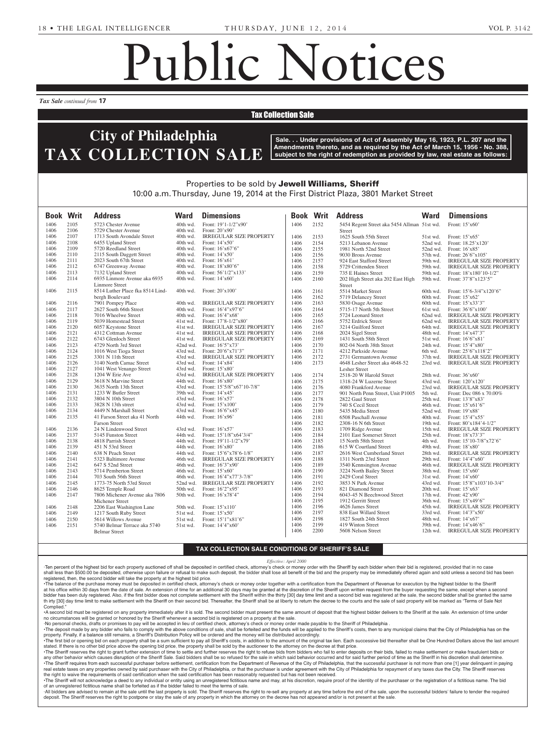# Public Notices

*Tax Sale continued from* **17**

## Tax Collection Sale

# City of Philadelphia TAX COLLECTION SALE

**Sale. . . Under provisions of Act of Assembly May 16, 1923, P.L. 207 and the Amendments thereto, and as required by the Act of March 15, 1956 - No. 388, subject to the right of redemption as provided by law, real estate as follows:**

Properties to be sold by **Jewell Williams, Sheriff**

10:00 a.m. Thursday, June 19, 2014 at the First District Plaza, 3801 Market Street

| Book | Writ | Address | Ward | Dimensions |
|---|---|---|---|---|
| 1406 | 2105 | 5723 Chester Avenue | 40th wd. | Front: 19'1-1/2"x90' |
| 1406 | 2106 | 5729 Chester Avenue | 40th wd. | Front: 20'x90' |
| 1406 | 2107 | 1713 South Avondale Street | 40th wd. | IRREGULAR SIZE PROPERTY |
| 1406 | 2108 | 6455 Upland Street | 40th wd. | Front: 14'x50' |
| 1406 | 2109 | 5720 Reedland Street | 40th wd. | Front: 16'x67'6" |
| 1406 | 2110 | 2115 South Daggett Street | 40th wd. | Front: 14'x50' |
| 1406 | 2111 | 2023 South 67th Street | 40th wd. | Front: 16'x61' |
| 1406 | 2112 | 6747 Greenway Avenue | 40th wd. | Front: 18'x80'6" |
| 1406 | 2113 | 7132 Upland Street | 40th wd. | Front: 56'1/2"x133' |
| 1406 | 2114 | 6935 Linmore Avenue aka 6935 Linmore Street | 40th wd. | Front: 14'x60' |
| 1406 | 2115 | 8514 Luther Place fka 8514 Lindbergh Boulevard | 40th wd. | Front: 20'x100' |
| 1406 | 2116 | 7901 Pompey Place | 40th wd. | IRREGULAR SIZE PROPERTY |
| 1406 | 2117 | 2627 South 66th Street | 40th wd. | Front: 16'4"x97'6" |
| 1406 | 2118 | 7016 Wheelwe Street | 40th wd. | Front: 16'4"x68' |
| 1406 | 2119 | 5039 Homestead Street | 41st wd. | Front: 17'8-1/2"x80' |
| 1406 | 2120 | 6057 Keystone Street | 41st wd. | IRREGULAR SIZE PROPERTY |
| 1406 | 2121 | 4312 Cottman Avenue | 41st wd. | IRREGULAR SIZE PROPERTY |
| 1406 | 2122 | 6743 Glenloch Street | 41st wd. | IRREGULAR SIZE PROPERTY |
| 1406 | 2123 | 4729 North 3rd Street | 42nd wd. | Front: 16'5"x73' |
| 1406 | 2124 | 1016 West Tioga Street | 43rd wd. | Front: 20'6"x71'3" |
| 1406 | 2125 | 3301 N 11th Street | 43rd wd. | IRREGULAR SIZE PROPERTY |
| 1406 | 2126 | 3140 North Camac Street | 43rd wd. | Front: 14'x84' |
| 1406 | 2127 | 1041 West Venango Street | 43rd wd. | Front: 15'x80' |
| 1406 | 2128 | 1204 W Erie Ave | 43rd wd. | IRREGULAR SIZE PROPERTY |
| 1406 | 2129 | 3618 N Marvine Street | 44th wd. | Front: 16'x80' |
| 1406 | 2130 | 3635 North 13th Street | 43rd wd. | Front: 15'5/8"x67'10-7/8" |
| 1406 | 2131 | 1233 W Butler Street | 39th wd. | Front: 14'x45' |
| 1406 | 2132 | 3804 N 10th Street | 43rd wd. | Front: 16'x57' |
| 1406 | 2133 | 3828 N 13th street | 43rd wd. | Front: 15'x100' |
| 1406 | 2134 | 4449 N Marshall Street | 43rd wd. | Front: 16'6"x45' |
| 1406 | 2135 | 41 Farson Street aka 41 North Farson Street | 44th wd. | Front: 16'x96' |
| 1406 | 2136 | 24 N Lindenwood Street | 43rd wd. | Front: 16'x57' |
| 1406 | 2137 | 5145 Funston Street | 44th wd. | Front: 15'1/8"x64'3/4" |
| 1406 | 2138 | 4818 Parrish Street | 44th wd. | Front: 19'11-1/2"x79' |
| 1406 | 2139 | 451 N 53rd Street | 44th wd. | Front: 16'x80' |
| 1406 | 2140 | 638 N Peach Street | 44th wd. | Front: 15'6"x78'6-1/8" |
| 1406 | 2141 | 5323 Baltimore Avenue | 46th wd. | IRREGULAR SIZE PROPERTY |
| 1406 | 2142 | 647 S 52nd Street | 46th wd. | Front: 16'3"x90' |
| 1406 | 2143 | 5714 Pemberton Street | 46th wd. | Front: 15'x60' |
| 1406 | 2144 | 703 South 56th Street | 46th wd. | Front: 16'4"x77'3-7/8" |
| 1406 | 2145 | 1773-75 North 53rd Street | 52nd wd. | IRREGULAR SIZE PROPERTY |
| 1406 | 2146 | 8625 Temple Road | 50th wd. | Front: 16'2"x95' |
| 1406 | 2147 | 7806 Michener Avenue aka 7806 Michener Street | 50th wd. | Front: 16'x78'4" |
| 1406 | 2148 | 2206 East Washington Lane | 50th wd. | Front: 15'x110' |
| 1406 | 2149 | 1217 South Ruby Street | 51st wd. | Front: 15'x50' |
| 1406 | 2150 | 5614 Willows Avenue | 51st wd. | Front: 15'1"x81'6" |
| 1406 | 2151 | 5740 Belmar Terrace aka 5740 Belmar Street | 51st wd. | Front: 14'4"x60' |
| 1406 | 2152 | 5454 Regent Street aka 5454 Allman Street | 51st wd. | Front: 15'x60' |
| 1406 | 2153 | 1625 South 55th Street | 51st wd. | Front: 15'x65' |
| 1406 | 2154 | 5213 Lebanon Avenue | 52nd wd. | Front: 18.25'x120' |
| 1406 | 2155 | 1981 North 52nd Street | 52nd wd. | Front: 16'x85' |
| 1406 | 2156 | 9030 Brous Avenue | 57th wd. | Front: 26'6"x105' |
| 1406 | 2157 | 924 East Stafford Street | 59th wd. | IRREGULAR SIZE PROPERTY |
| 1406 | 2158 | 5729 Crittenden Street | 59th wd. | IRREGULAR SIZE PROPERTY |
| 1406 | 2159 | 735 E Haines Street | 59th wd. | Front: 18'x180'10-1/2" |
| 1406 | 2160 | 202 High Street aka 202 East High Street | 59th wd. | Front: 37'8"x123'5" |
| 1406 | 2161 | 5514 Market Street | 60th wd. | Front: 15'6-3/4"x120'6" |
| 1406 | 2162 | 5719 Delancey Street | 60th wd. | Front: 15'x62' |
| 1406 | 2163 | 5830 Osage Avenue | 60th wd. | Front: 15'x33'3" |
| 1406 | 2164 | 5715-17 North 5th Street | 61st wd. | Front: 36'6"x100' |
| 1406 | 2165 | 5724 Leonard Street | 62nd wd. | IRREGULAR SIZE PROPERTY |
| 1406 | 2166 | 5752 Erdrick Street | 62nd wd. | IRREGULAR SIZE PROPERTY |
| 1406 | 2167 | 3214 Guilford Street | 64th wd. | IRREGULAR SIZE PROPERTY |
| 1406 | 2168 | 2024 Sigel Street | 48th wd. | Front: 14'x47'3" |
| 1406 | 2169 | 1431 South 58th Street | 51st wd. | Front: 16'6"x81' |
| 1406 | 2170 | 802-04 North 38th Street | 24th wd. | Front: 15'4"x80' |
| 1406 | 2171 | 4212 Parkside Avenue | 6th wd. | Front: 25'6"x118'2" |
| 1406 | 2172 | 2731 Germantown Avenue | 37th wd. | IRREGULAR SIZE PROPERTY |
| 1406 | 2173 | 4648 Lesher Street aka 4648-52 Lesher Street | 23rd wd. | IRREGULAR SIZE PROPERTY |
| 1406 | 2174 | 2518-20 W Harold Street | 28th wd. | Front: 36'x60' |
| 1406 | 2175 | 1318-24 W Luzerne Street | 43rd wd. | Front: 120'x120' |
| 1406 | 2176 | 4080 Frankford Avenue | 23rd wd. | IRREGULAR SIZE PROPERTY |
| 1406 | 2177 | 901 North Penn Street, Unit P1005 | 5th wd. | Front: Dec 086 x 70.00% |
| 1406 | 2178 | 2822 Gaul Street | 25th wd. | Front: 13'8"x83' |
| 1406 | 2179 | 740 S Cecil Street | 46th wd. | Front: 15'x61'6" |
| 1406 | 2180 | 5435 Media Street | 52nd wd. | Front: 19'x88' |
| 1406 | 2181 | 6508 Paschall Avenue | 40th wd. | Front: 15'4"x55' |
| 1406 | 2182 | 2308-16 N 6th Street | 19th wd. | Front: 80'x184'4-1/2" |
| 1406 | 2183 | 1709 Ridge Avenue | 15th wd. | IRREGULAR SIZE PROPERTY |
| 1406 | 2184 | 2101 East Somerset Street | 25th wd. | Front: 18'x73'3" |
| 1406 | 2185 | 15 North 58th Street | 4th wd. | Front: 15'10-7/8"x72'6" |
| 1406 | 2186 | 615 W Courtland Street | 49th wd. | Front: 18'x80' |
| 1406 | 2187 | 2616 West Cumberland Street | 28th wd. | IRREGULAR SIZE PROPERTY |
| 1406 | 2188 | 1311 North 23rd Street | 29th wd. | Front: 14'4"x60' |
| 1406 | 2189 | 3540 Kennsington Avenue | 46th wd. | IRREGULAR SIZE PROPERTY |
| 1406 | 2190 | 3224 North Bailey Street | 38th wd. | Front: 15'x60' |
| 1406 | 2191 | 2429 Coral Street | 31st wd. | Front: 14'x60' |
| 1406 | 2192 | 3853 N Park Avenue | 43rd wd. | Front: 15'8"x103'10-3/4" |
| 1406 | 2193 | 821 Diamond Street | 20th wd. | Front: 15'x63' |
| 1406 | 2194 | 6043-45 N Beechwood Street | 17th wd. | Front: 42'x90' |
| 1406 | 2195 | 1912 Gerritt Street | 36th wd. | Front: 15'x49'6" |
| 1406 | 2196 | 4626 James Street | 45th wd. | IRREGULAR SIZE PROPERTY |
| 1406 | 2197 | 838 East Willard Street | 33rd wd. | Front: 14'3"x50' |
| 1406 | 2198 | 1827 South 24th Street | 48th wd. | Front: 14'x67' |
| 1406 | 2199 | 419 Winton Street | 39th wd. | Front: 14'x46'6" |
| 1406 | 2200 | 5608 Nelson Street | 12th wd. | IRREGULAR SIZE PROPERTY |

### TAX COLLECTION SALE CONDITIONS OF SHERIFF'S SALE

*Effective: April 2000*

·Ten percent of the highest bid for each property auctioned off shall be deposited in certified check, attorney's check or money order with the Sheriff by each bidder when their bid is registered, provided that in no case shall less than $500.00 be deposited, otherwise upon failure or refusal to make such deposit, the bidder shall lose all benefit of the bid and the property may be immediately offered again and sold unless a second bid has been registered, then, the second bidder will take the property at the highest bid price.

•The balance of the purchase money must be deposited in certified check, attorney's check or money order together with a certification from the Department of Revenue for execution by the highest bidder to the Sheriff at his office within 30 days from the date of sale. An extension of time for an additional 30 days may be granted at the discretion of the Sheriff upon written request from the buyer requesting the same, except when a second bidder has been duly registered. Also, if the first bidder does not complete settlement with the Sheriff within the thirty [30] day time limit and a second bid was registered at the sale, the second bidder shall be granted the same th irty [30] day time limit to make settlement with the Sheriff on their second bid. Thereafter, the Sheriff shall be at liberty to return the decree to the courts and the sale of said property will be marked as "Terms of Sale Not Complied."

•A second bid must be registered on any property immediately after it is sold. The second bidder must present the same amount of deposit that the highest bidder delivers to the Sheriff at the sale. An extension of time under no circumstances will be granted or honored by the Sheriff whenever a second bid is registered on a property at the sale.

·No personal checks, drafts or promises to pay will be accepted in lieu of certified check, attorney's check or money order made payable to the Sheriff of Philadelphia .

•The deposit made by any bidder who fails to comply with the above conditions of sale, shall be forteited and the funds will be applied to the Sheriff's costs, then to any municipal claims that the City of Philadelphia has on the property. Finally, if a balance still remains, a Sheriff's Distribution Policy will be ordered and the money will be distributed accordingly.

•The first bid or opening bid on each property shall be a sum sufficient to pay all Sheriff's costs, in addition to the amount of the original tax lien. Each successive bid thereafter shall be One Hundred Dollars above the last amount stated. If there is no other bid price above the opening bid price, the property shall be sold by the auctioneer to the attorney on the decree at that price.

•The Sheriff reserves the right to grant further extension of time to settle and further reserves the right to refuse bids from bidders who fail to enter deposits on their bids, failed to make settlement or make fraudulent bids or any other behavior which causes disruption of the Sheriff Sale. Said bidders shall be so refused for the sale in which said behavior occurred and for said further period of time as the Sheriff in his discretion shall determine.

•The Sheriff requires from each successful purchaser before settlement, certification from the Department of Revenue of the City of Philadelphia, that the successful purchaser is not more than one [1] year delinquent in paying real estate taxes on any properties owned by said purchaser with the City of Philadelphia, or that the purchaser is under agreement with the City of Philadelphia for repayment of any taxes due the City. The Sheriff reserves the right to waive the requirements of said certification when the said certification has been reasonably requested but has not been received.

•The Sheriff will not acknowledge a deed to any individual or entity using an unregistered fictitious name and may, at his discretion, require proof of the identity of the purchaser or the registration of a fictitious name. The bid of an unregistered fictitious name shall be forfeited as if the bidder failed to meet the terms of sale.

·All bidders are advised to remain at the sale until the last property is sold. The Sheriff reserves the right to re-sell any property at any time before the end of the sale, upon the successful bidders' failure to tender the required deposit. The Sheriff reserves the right to postpone or stay the sale of any property in which the attorney on the decree has not appeared and/or is not present at the sale.